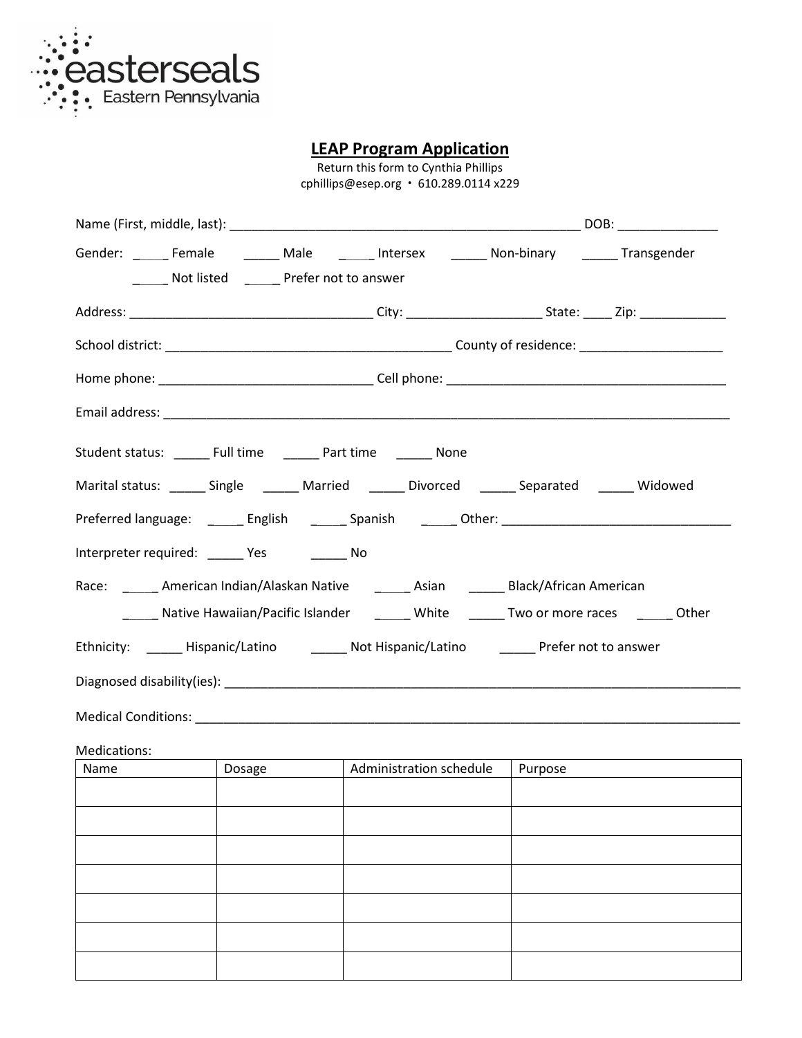easterseals Eastern Pennsylvania

## LEAP Program Application

Return this form to Cynthia Phillips
cphillips@esep.org • 610.289.0114 x229

Name (First, middle, last): ___________________________________________________ DOB: ______________

Gender: _____ Female _____ Male _____ Intersex _____ Non-binary _____ Transgender
_____ Not listed _____ Prefer not to answer

Address: __________________________________ City: ___________________ State: ____ Zip: ____________

School district: ________________________________________ County of residence: ____________________

Home phone: ______________________________ Cell phone: ________________________________________

Email address: ____________________________________________________________________________________

Student status: _____ Full time _____ Part time _____ None

Marital status: _____ Single _____ Married _____ Divorced _____ Separated _____ Widowed

Preferred language: _____ English _____ Spanish _____ Other: ________________________________

Interpreter required: _____ Yes _____ No

Race: _____ American Indian/Alaskan Native _____ Asian _____ Black/African American
_____ Native Hawaiian/Pacific Islander _____ White _____ Two or more races _____ Other

Ethnicity: _____ Hispanic/Latino _____ Not Hispanic/Latino _____ Prefer not to answer

Diagnosed disability(ies): ___________________________________________________________________________

Medical Conditions: _________________________________________________________________________________

Medications:

| Name | Dosage | Administration schedule | Purpose |
|---|---|---|---|
| | | | |
| | | | |
| | | | |
| | | | |
| | | | |
| | | | |
| | | | |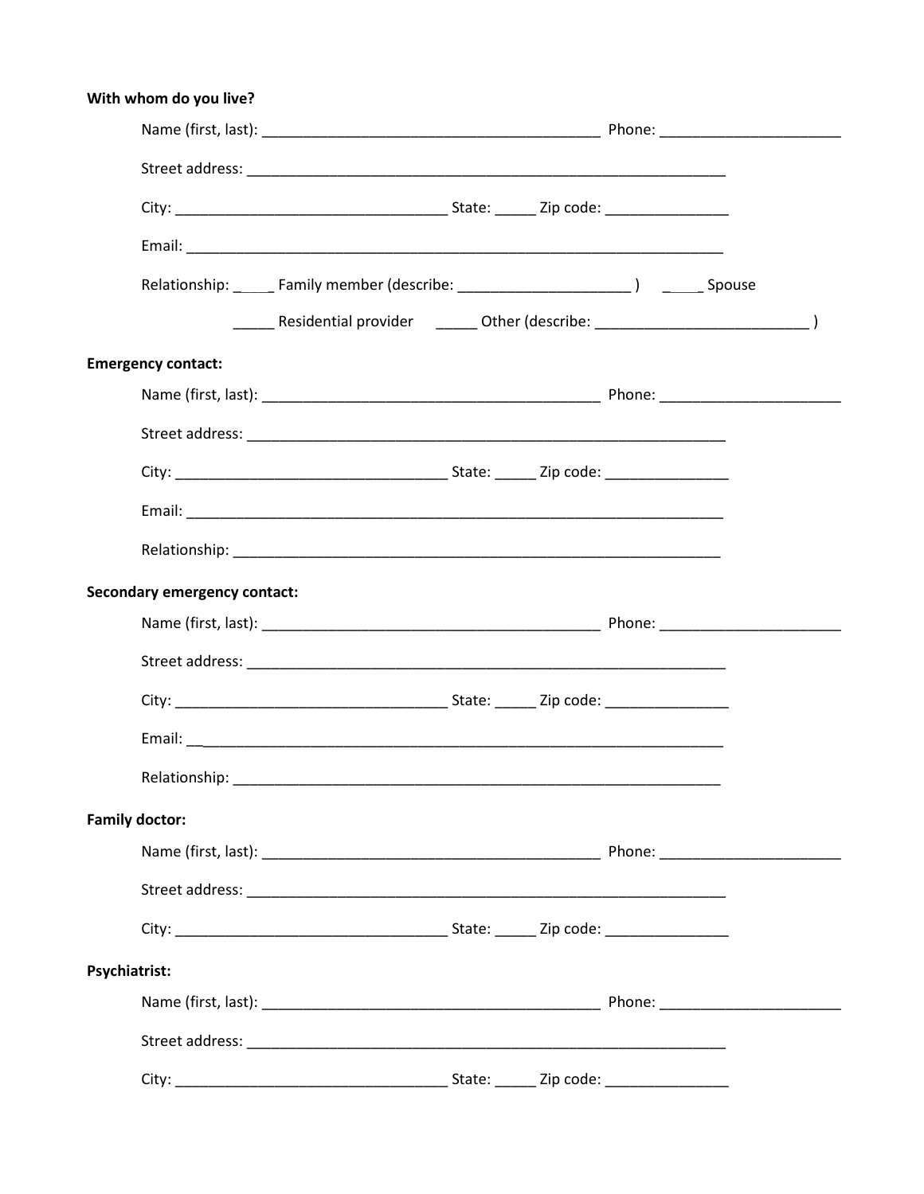**With whom do you live?**

Name (first, last): __________________________________________ Phone: _______________________

Street address: ______________________________________________________________

City: __________________________________ State: _____ Zip code: _______________

Email: _____________________________________________________________________

Relationship: _____ Family member (describe: _____________________ ) _____ Spouse

_____ Residential provider _____ Other (describe: ___________________________ )

**Emergency contact:**

Name (first, last): __________________________________________ Phone: _______________________

Street address: ______________________________________________________________

City: __________________________________ State: _____ Zip code: _______________

Email: _____________________________________________________________________

Relationship: ______________________________________________________________

**Secondary emergency contact:**

Name (first, last): __________________________________________ Phone: _______________________

Street address: ______________________________________________________________

City: __________________________________ State: _____ Zip code: _______________

Email: _____________________________________________________________________

Relationship: ______________________________________________________________

**Family doctor:**

Name (first, last): __________________________________________ Phone: _______________________

Street address: ______________________________________________________________

City: __________________________________ State: _____ Zip code: _______________

**Psychiatrist:**

Name (first, last): __________________________________________ Phone: _______________________

Street address: ______________________________________________________________

City: __________________________________ State: _____ Zip code: _______________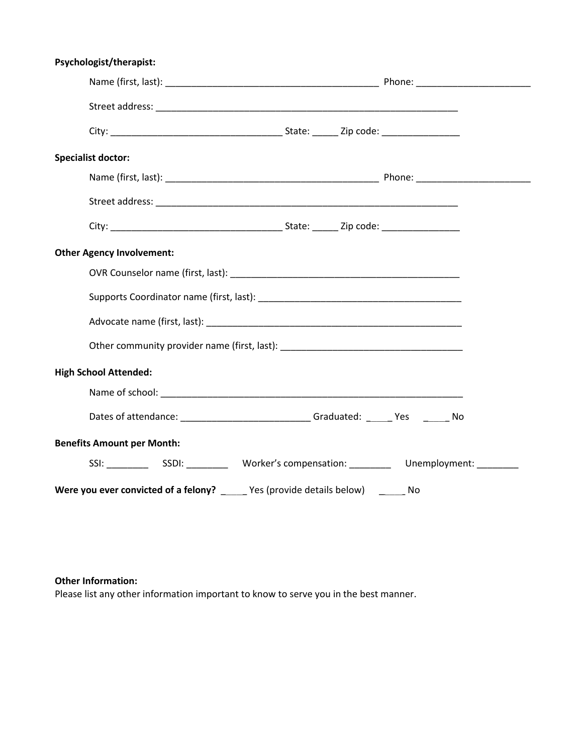**Psychologist/therapist:**

Name (first, last): ________________________________________ Phone: ______________________

Street address: ____________________________________________________________

City: _________________________________ State: _____ Zip code: _______________

**Specialist doctor:**

Name (first, last): ________________________________________ Phone: ______________________

Street address: ____________________________________________________________

City: _________________________________ State: _____ Zip code: _______________

**Other Agency Involvement:**

OVR Counselor name (first, last): ____________________________________________

Supports Coordinator name (first, last): ________________________________________

Advocate name (first, last): _________________________________________________

Other community provider name (first, last): ___________________________________

**High School Attended:**

Name of school: ____________________________________________________________

Dates of attendance: _________________________ Graduated: _____ Yes _____ No

**Benefits Amount per Month:**

SSI: ________ SSDI: ________ Worker's compensation: ________ Unemployment: ________

**Were you ever convicted of a felony?** _____ Yes (provide details below) _____ No

**Other Information:**

Please list any other information important to know to serve you in the best manner.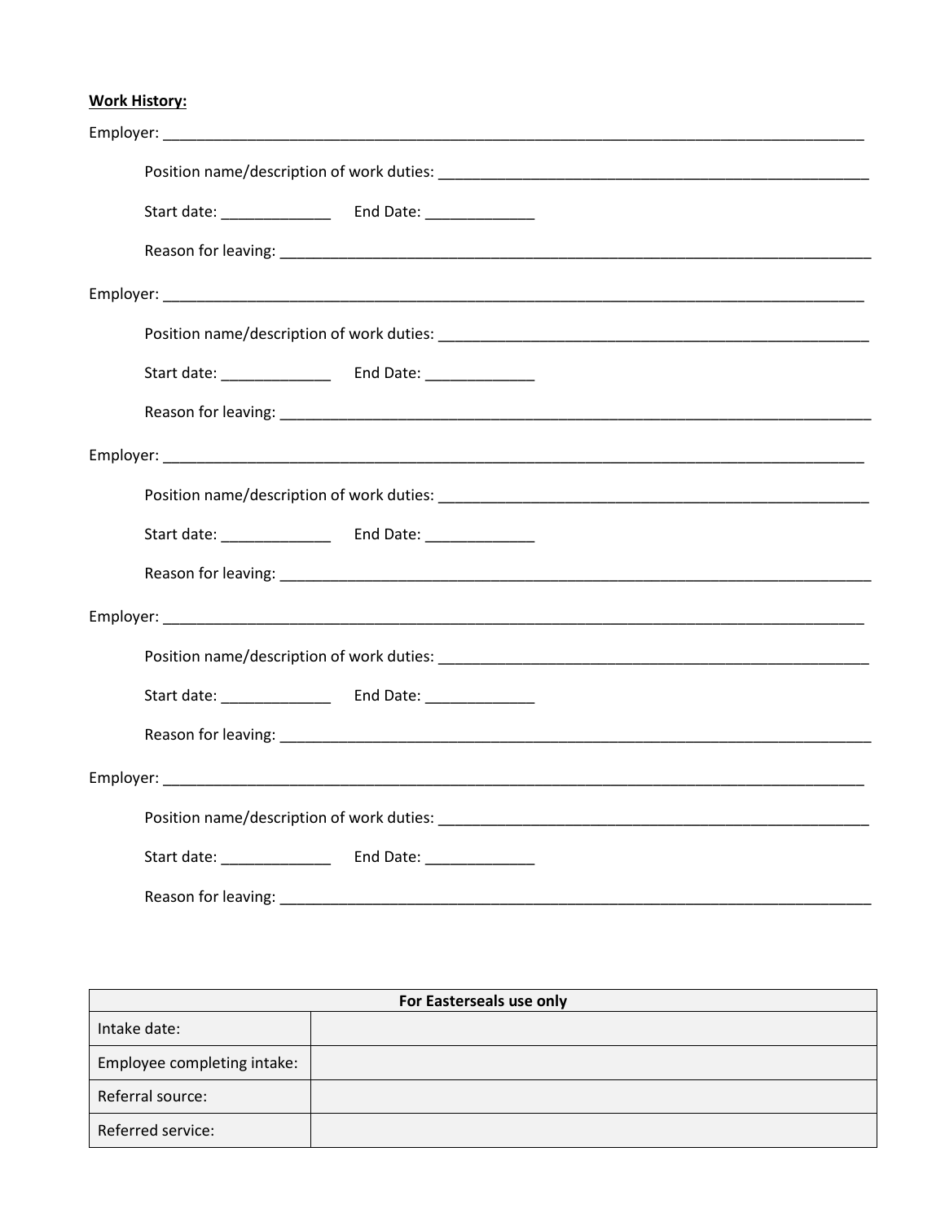**Work History:**

Employer: ___________________________________________________________________________________

Position name/description of work duties: ________________________________________________

Start date: _____________ End Date: _____________

Reason for leaving: ___________________________________________________________________

Employer: ___________________________________________________________________________________

Position name/description of work duties: ________________________________________________

Start date: _____________ End Date: _____________

Reason for leaving: ___________________________________________________________________

Employer: ___________________________________________________________________________________

Position name/description of work duties: ________________________________________________

Start date: _____________ End Date: _____________

Reason for leaving: ___________________________________________________________________

Employer: ___________________________________________________________________________________

Position name/description of work duties: ________________________________________________

Start date: _____________ End Date: _____________

Reason for leaving: ___________________________________________________________________

Employer: ___________________________________________________________________________________

Position name/description of work duties: ________________________________________________

Start date: _____________ End Date: _____________

Reason for leaving: ___________________________________________________________________

| **For Easterseals use only** | |
|---|---|
| Intake date: | |
| Employee completing intake: | |
| Referral source: | |
| Referred service: | |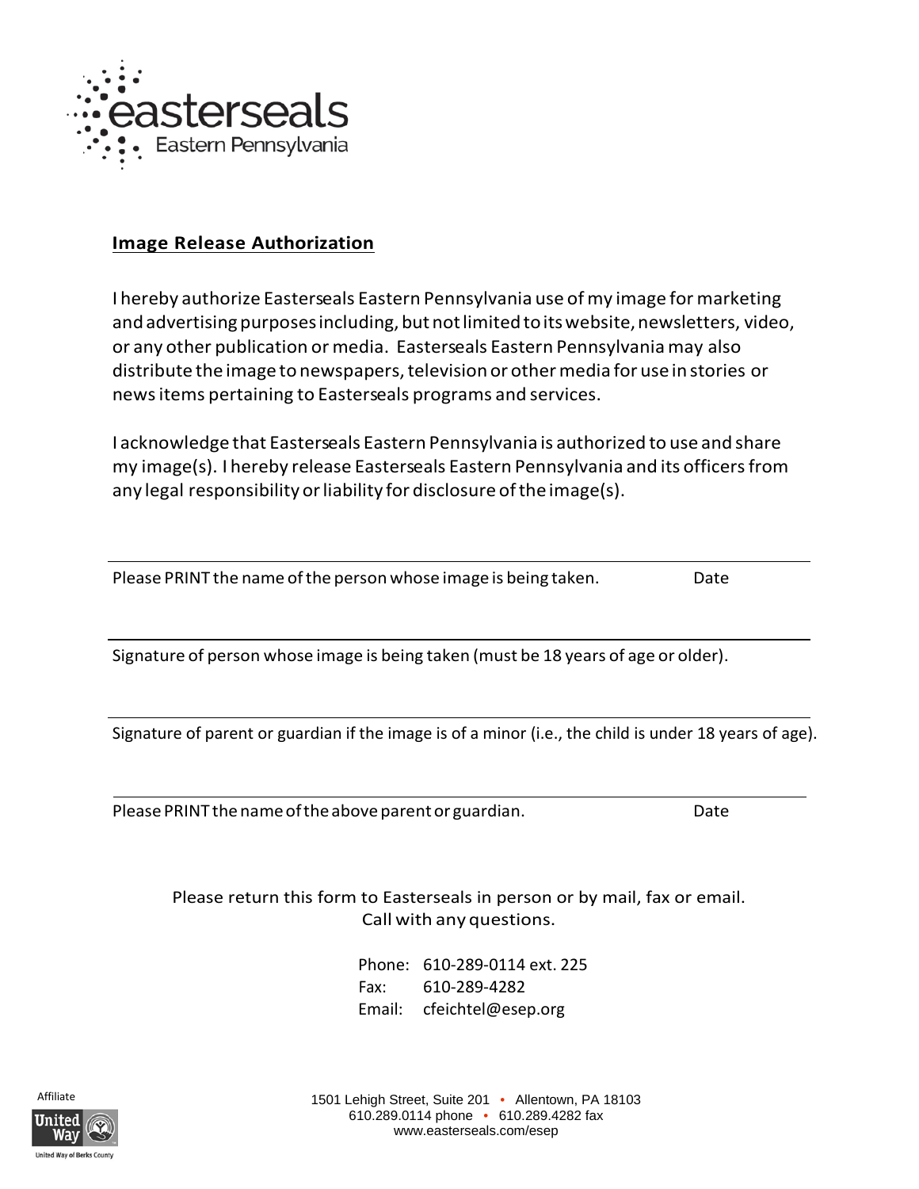easterseals
Eastern Pennsylvania

## **Image Release Authorization**

I hereby authorize Easterseals Eastern Pennsylvania use of my image for marketing and advertising purposes including, but not limited to its website, newsletters, video, or any other publication or media. Easterseals Eastern Pennsylvania may also distribute the image to newspapers, television or other media for use in stories or news items pertaining to Easterseals programs and services.

I acknowledge that Easterseals Eastern Pennsylvania is authorized to use and share my image(s). I hereby release Easterseals Eastern Pennsylvania and its officers from any legal responsibility or liability for disclosure of the image(s).

______________________________________________________________________

Please PRINT the name of the person whose image is being taken. Date

______________________________________________________________________

Signature of person whose image is being taken (must be 18 years of age or older).

______________________________________________________________________

Signature of parent or guardian if the image is of a minor (i.e., the child is under 18 years of age).

______________________________________________________________________

Please PRINT the name of the above parent or guardian. Date

Please return this form to Easterseals in person or by mail, fax or email.
Call with any questions.

Phone: 610-289-0114 ext. 225
Fax: 610-289-4282
Email: cfeichtel@esep.org

Affiliate
United Way
United Way of Berks County

1501 Lehigh Street, Suite 201 • Allentown, PA 18103
610.289.0114 phone • 610.289.4282 fax
www.easterseals.com/esep